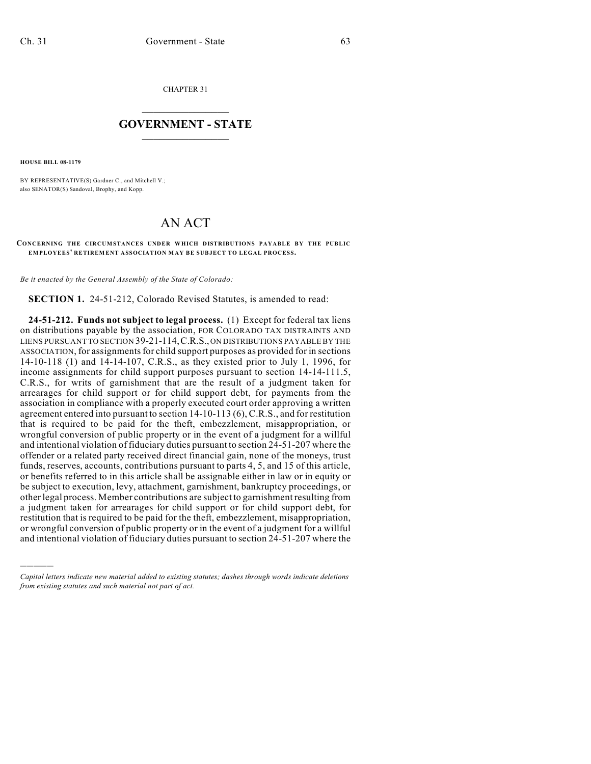CHAPTER 31

# GOVERNMENT - STATE

**HOUSE BILL 08-1179**

BY REPRESENTATIVE(S) Gardner C., and Mitchell V.;
also SENATOR(S) Sandoval, Brophy, and Kopp.

# AN ACT

**CONCERNING THE CIRCUMSTANCES UNDER WHICH DISTRIBUTIONS PAYABLE BY THE PUBLIC EMPLOYEES' RETIREMENT ASSOCIATION MAY BE SUBJECT TO LEGAL PROCESS.**

*Be it enacted by the General Assembly of the State of Colorado:*

**SECTION 1.** 24-51-212, Colorado Revised Statutes, is amended to read:

**24-51-212. Funds not subject to legal process.** (1) Except for federal tax liens on distributions payable by the association, FOR COLORADO TAX DISTRAINTS AND LIENS PURSUANT TO SECTION 39-21-114, C.R.S., ON DISTRIBUTIONS PAYABLE BY THE ASSOCIATION, for assignments for child support purposes as provided for in sections 14-10-118 (1) and 14-14-107, C.R.S., as they existed prior to July 1, 1996, for income assignments for child support purposes pursuant to section 14-14-111.5, C.R.S., for writs of garnishment that are the result of a judgment taken for arrearages for child support or for child support debt, for payments from the association in compliance with a properly executed court order approving a written agreement entered into pursuant to section 14-10-113 (6), C.R.S., and for restitution that is required to be paid for the theft, embezzlement, misappropriation, or wrongful conversion of public property or in the event of a judgment for a willful and intentional violation of fiduciary duties pursuant to section 24-51-207 where the offender or a related party received direct financial gain, none of the moneys, trust funds, reserves, accounts, contributions pursuant to parts 4, 5, and 15 of this article, or benefits referred to in this article shall be assignable either in law or in equity or be subject to execution, levy, attachment, garnishment, bankruptcy proceedings, or other legal process. Member contributions are subject to garnishment resulting from a judgment taken for arrearages for child support or for child support debt, for restitution that is required to be paid for the theft, embezzlement, misappropriation, or wrongful conversion of public property or in the event of a judgment for a willful and intentional violation of fiduciary duties pursuant to section 24-51-207 where the

———

*Capital letters indicate new material added to existing statutes; dashes through words indicate deletions from existing statutes and such material not part of act.*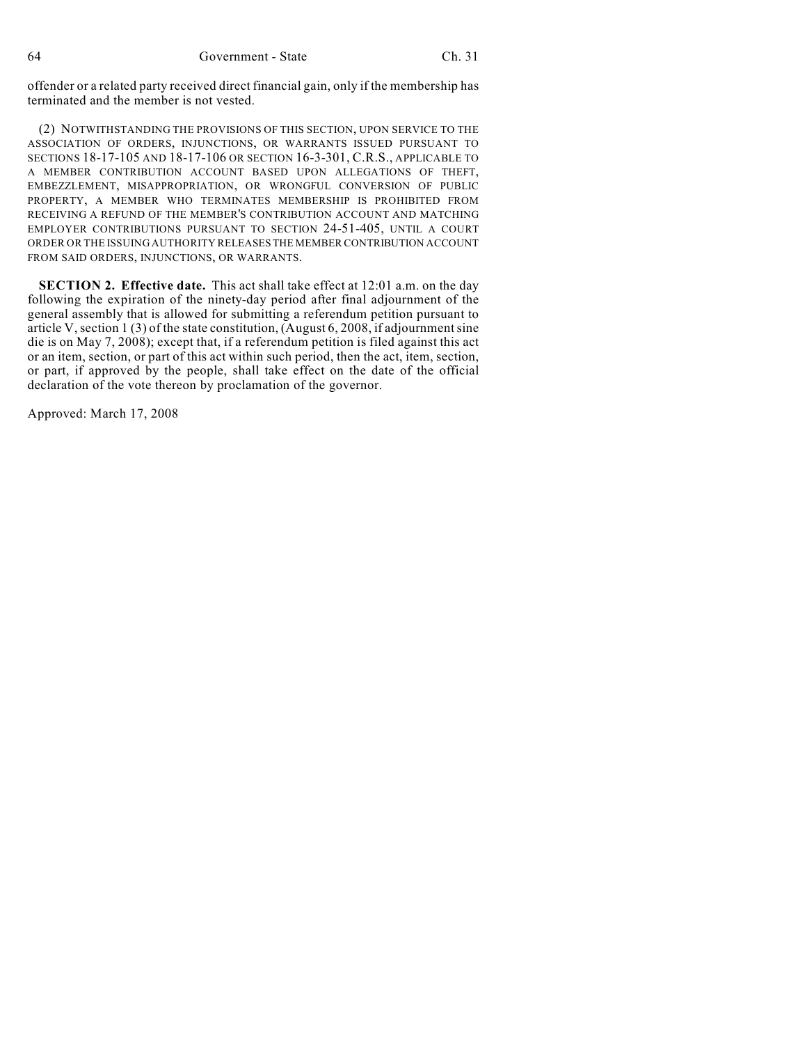offender or a related party received direct financial gain, only if the membership has terminated and the member is not vested.

(2) NOTWITHSTANDING THE PROVISIONS OF THIS SECTION, UPON SERVICE TO THE ASSOCIATION OF ORDERS, INJUNCTIONS, OR WARRANTS ISSUED PURSUANT TO SECTIONS 18-17-105 AND 18-17-106 OR SECTION 16-3-301, C.R.S., APPLICABLE TO A MEMBER CONTRIBUTION ACCOUNT BASED UPON ALLEGATIONS OF THEFT, EMBEZZLEMENT, MISAPPROPRIATION, OR WRONGFUL CONVERSION OF PUBLIC PROPERTY, A MEMBER WHO TERMINATES MEMBERSHIP IS PROHIBITED FROM RECEIVING A REFUND OF THE MEMBER'S CONTRIBUTION ACCOUNT AND MATCHING EMPLOYER CONTRIBUTIONS PURSUANT TO SECTION 24-51-405, UNTIL A COURT ORDER OR THE ISSUING AUTHORITY RELEASES THE MEMBER CONTRIBUTION ACCOUNT FROM SAID ORDERS, INJUNCTIONS, OR WARRANTS.

**SECTION 2. Effective date.** This act shall take effect at 12:01 a.m. on the day following the expiration of the ninety-day period after final adjournment of the general assembly that is allowed for submitting a referendum petition pursuant to article V, section 1 (3) of the state constitution, (August 6, 2008, if adjournment sine die is on May 7, 2008); except that, if a referendum petition is filed against this act or an item, section, or part of this act within such period, then the act, item, section, or part, if approved by the people, shall take effect on the date of the official declaration of the vote thereon by proclamation of the governor.

Approved: March 17, 2008